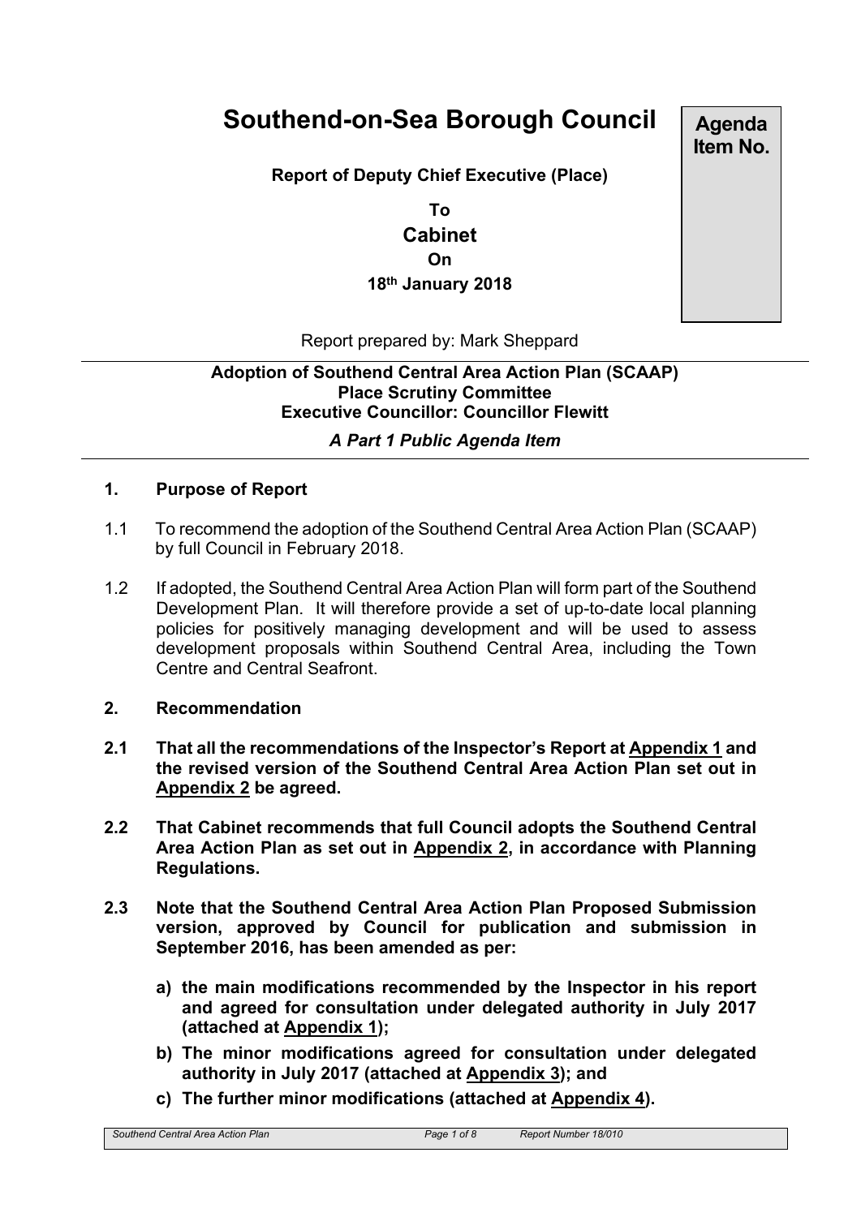# Southend-on-Sea Borough Council

**Agenda Item No.**

**Report of Deputy Chief Executive (Place)**

**To**

**Cabinet**

**On**

**18th January 2018**

Report prepared by: Mark Sheppard

**Adoption of Southend Central Area Action Plan (SCAAP)**
**Place Scrutiny Committee**
**Executive Councillor: Councillor Flewitt**

***A Part 1 Public Agenda Item***

## 1. Purpose of Report

1.1 To recommend the adoption of the Southend Central Area Action Plan (SCAAP) by full Council in February 2018.

1.2 If adopted, the Southend Central Area Action Plan will form part of the Southend Development Plan. It will therefore provide a set of up-to-date local planning policies for positively managing development and will be used to assess development proposals within Southend Central Area, including the Town Centre and Central Seafront.

## 2. Recommendation

**2.1 That all the recommendations of the Inspector's Report at Appendix 1 and the revised version of the Southend Central Area Action Plan set out in Appendix 2 be agreed.**

**2.2 That Cabinet recommends that full Council adopts the Southend Central Area Action Plan as set out in Appendix 2, in accordance with Planning Regulations.**

**2.3 Note that the Southend Central Area Action Plan Proposed Submission version, approved by Council for publication and submission in September 2016, has been amended as per:**

**a) the main modifications recommended by the Inspector in his report and agreed for consultation under delegated authority in July 2017 (attached at Appendix 1);**

**b) The minor modifications agreed for consultation under delegated authority in July 2017 (attached at Appendix 3); and**

**c) The further minor modifications (attached at Appendix 4).**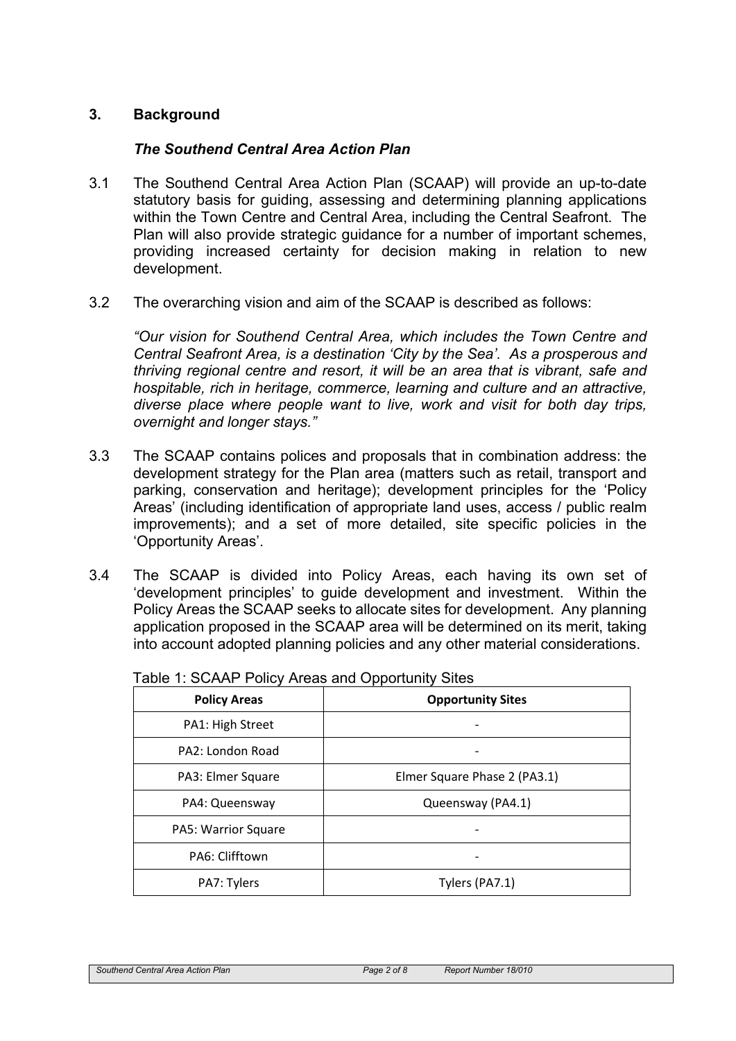## 3. Background

### *The Southend Central Area Action Plan*

3.1 The Southend Central Area Action Plan (SCAAP) will provide an up-to-date statutory basis for guiding, assessing and determining planning applications within the Town Centre and Central Area, including the Central Seafront. The Plan will also provide strategic guidance for a number of important schemes, providing increased certainty for decision making in relation to new development.

3.2 The overarching vision and aim of the SCAAP is described as follows:

*"Our vision for Southend Central Area, which includes the Town Centre and Central Seafront Area, is a destination 'City by the Sea'. As a prosperous and thriving regional centre and resort, it will be an area that is vibrant, safe and hospitable, rich in heritage, commerce, learning and culture and an attractive, diverse place where people want to live, work and visit for both day trips, overnight and longer stays."*

3.3 The SCAAP contains polices and proposals that in combination address: the development strategy for the Plan area (matters such as retail, transport and parking, conservation and heritage); development principles for the 'Policy Areas' (including identification of appropriate land uses, access / public realm improvements); and a set of more detailed, site specific policies in the 'Opportunity Areas'.

3.4 The SCAAP is divided into Policy Areas, each having its own set of 'development principles' to guide development and investment. Within the Policy Areas the SCAAP seeks to allocate sites for development. Any planning application proposed in the SCAAP area will be determined on its merit, taking into account adopted planning policies and any other material considerations.

Table 1: SCAAP Policy Areas and Opportunity Sites

| Policy Areas | Opportunity Sites |
|---|---|
| PA1: High Street | - |
| PA2: London Road | - |
| PA3: Elmer Square | Elmer Square Phase 2 (PA3.1) |
| PA4: Queensway | Queensway (PA4.1) |
| PA5: Warrior Square | - |
| PA6: Clifftown | - |
| PA7: Tylers | Tylers (PA7.1) |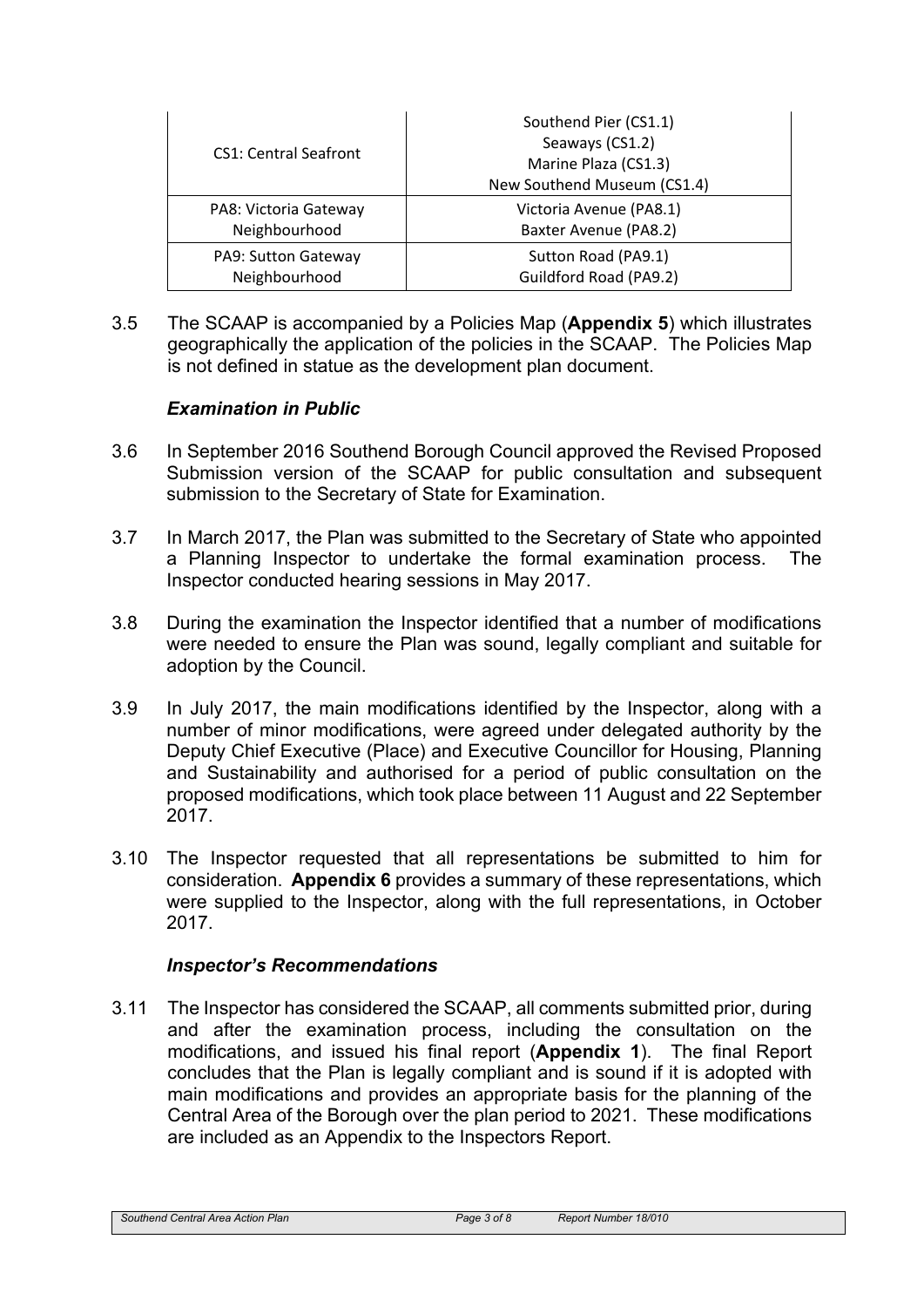| CS1: Central Seafront | Southend Pier (CS1.1)<br>Seaways (CS1.2)<br>Marine Plaza (CS1.3)<br>New Southend Museum (CS1.4) |
| --- | --- |
| PA8: Victoria Gateway Neighbourhood | Victoria Avenue (PA8.1)<br>Baxter Avenue (PA8.2) |
| PA9: Sutton Gateway Neighbourhood | Sutton Road (PA9.1)<br>Guildford Road (PA9.2) |

3.5 The SCAAP is accompanied by a Policies Map (**Appendix 5**) which illustrates geographically the application of the policies in the SCAAP. The Policies Map is not defined in statue as the development plan document.

### *Examination in Public*

3.6 In September 2016 Southend Borough Council approved the Revised Proposed Submission version of the SCAAP for public consultation and subsequent submission to the Secretary of State for Examination.

3.7 In March 2017, the Plan was submitted to the Secretary of State who appointed a Planning Inspector to undertake the formal examination process. The Inspector conducted hearing sessions in May 2017.

3.8 During the examination the Inspector identified that a number of modifications were needed to ensure the Plan was sound, legally compliant and suitable for adoption by the Council.

3.9 In July 2017, the main modifications identified by the Inspector, along with a number of minor modifications, were agreed under delegated authority by the Deputy Chief Executive (Place) and Executive Councillor for Housing, Planning and Sustainability and authorised for a period of public consultation on the proposed modifications, which took place between 11 August and 22 September 2017.

3.10 The Inspector requested that all representations be submitted to him for consideration. **Appendix 6** provides a summary of these representations, which were supplied to the Inspector, along with the full representations, in October 2017.

### *Inspector's Recommendations*

3.11 The Inspector has considered the SCAAP, all comments submitted prior, during and after the examination process, including the consultation on the modifications, and issued his final report (**Appendix 1**). The final Report concludes that the Plan is legally compliant and is sound if it is adopted with main modifications and provides an appropriate basis for the planning of the Central Area of the Borough over the plan period to 2021. These modifications are included as an Appendix to the Inspectors Report.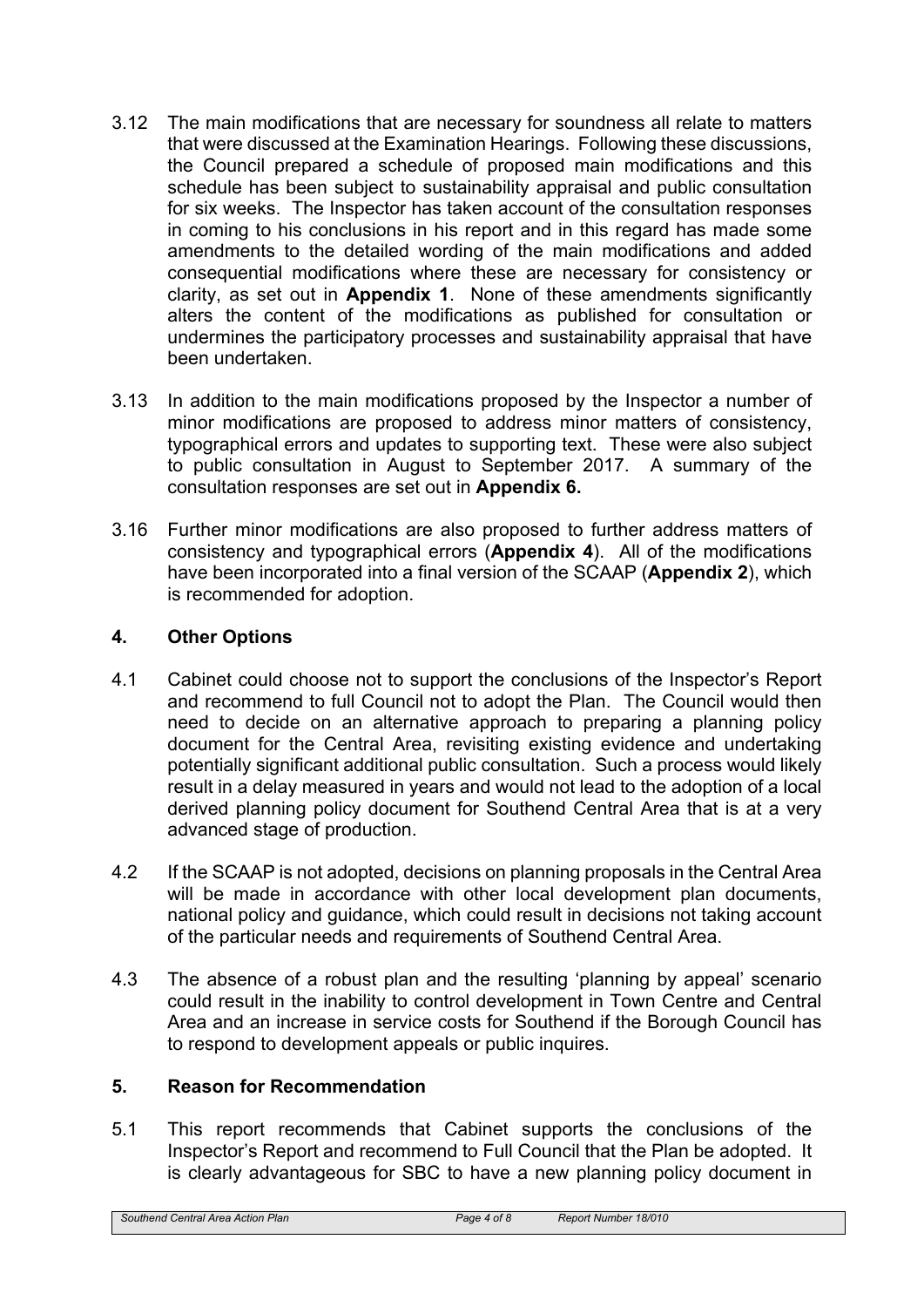3.12 The main modifications that are necessary for soundness all relate to matters that were discussed at the Examination Hearings. Following these discussions, the Council prepared a schedule of proposed main modifications and this schedule has been subject to sustainability appraisal and public consultation for six weeks. The Inspector has taken account of the consultation responses in coming to his conclusions in his report and in this regard has made some amendments to the detailed wording of the main modifications and added consequential modifications where these are necessary for consistency or clarity, as set out in **Appendix 1**. None of these amendments significantly alters the content of the modifications as published for consultation or undermines the participatory processes and sustainability appraisal that have been undertaken.

3.13 In addition to the main modifications proposed by the Inspector a number of minor modifications are proposed to address minor matters of consistency, typographical errors and updates to supporting text. These were also subject to public consultation in August to September 2017. A summary of the consultation responses are set out in **Appendix 6.**

3.16 Further minor modifications are also proposed to further address matters of consistency and typographical errors (**Appendix 4**). All of the modifications have been incorporated into a final version of the SCAAP (**Appendix 2**), which is recommended for adoption.

## 4. Other Options

4.1 Cabinet could choose not to support the conclusions of the Inspector's Report and recommend to full Council not to adopt the Plan. The Council would then need to decide on an alternative approach to preparing a planning policy document for the Central Area, revisiting existing evidence and undertaking potentially significant additional public consultation. Such a process would likely result in a delay measured in years and would not lead to the adoption of a local derived planning policy document for Southend Central Area that is at a very advanced stage of production.

4.2 If the SCAAP is not adopted, decisions on planning proposals in the Central Area will be made in accordance with other local development plan documents, national policy and guidance, which could result in decisions not taking account of the particular needs and requirements of Southend Central Area.

4.3 The absence of a robust plan and the resulting 'planning by appeal' scenario could result in the inability to control development in Town Centre and Central Area and an increase in service costs for Southend if the Borough Council has to respond to development appeals or public inquires.

## 5. Reason for Recommendation

5.1 This report recommends that Cabinet supports the conclusions of the Inspector's Report and recommend to Full Council that the Plan be adopted. It is clearly advantageous for SBC to have a new planning policy document in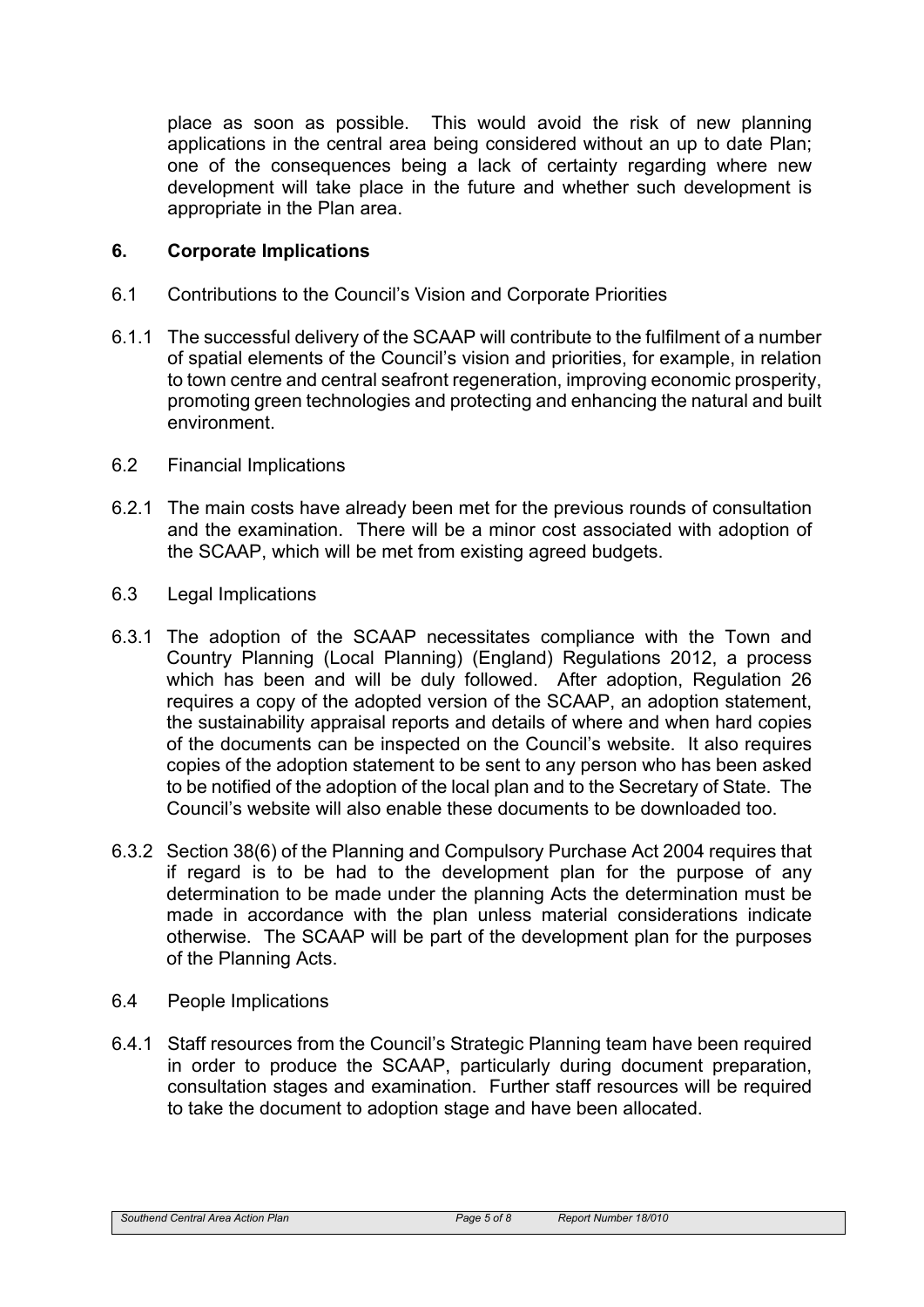place as soon as possible. This would avoid the risk of new planning applications in the central area being considered without an up to date Plan; one of the consequences being a lack of certainty regarding where new development will take place in the future and whether such development is appropriate in the Plan area.

## 6. Corporate Implications

6.1 Contributions to the Council's Vision and Corporate Priorities

6.1.1 The successful delivery of the SCAAP will contribute to the fulfilment of a number of spatial elements of the Council's vision and priorities, for example, in relation to town centre and central seafront regeneration, improving economic prosperity, promoting green technologies and protecting and enhancing the natural and built environment.

6.2 Financial Implications

6.2.1 The main costs have already been met for the previous rounds of consultation and the examination. There will be a minor cost associated with adoption of the SCAAP, which will be met from existing agreed budgets.

6.3 Legal Implications

6.3.1 The adoption of the SCAAP necessitates compliance with the Town and Country Planning (Local Planning) (England) Regulations 2012, a process which has been and will be duly followed. After adoption, Regulation 26 requires a copy of the adopted version of the SCAAP, an adoption statement, the sustainability appraisal reports and details of where and when hard copies of the documents can be inspected on the Council's website. It also requires copies of the adoption statement to be sent to any person who has been asked to be notified of the adoption of the local plan and to the Secretary of State. The Council's website will also enable these documents to be downloaded too.

6.3.2 Section 38(6) of the Planning and Compulsory Purchase Act 2004 requires that if regard is to be had to the development plan for the purpose of any determination to be made under the planning Acts the determination must be made in accordance with the plan unless material considerations indicate otherwise. The SCAAP will be part of the development plan for the purposes of the Planning Acts.

6.4 People Implications

6.4.1 Staff resources from the Council's Strategic Planning team have been required in order to produce the SCAAP, particularly during document preparation, consultation stages and examination. Further staff resources will be required to take the document to adoption stage and have been allocated.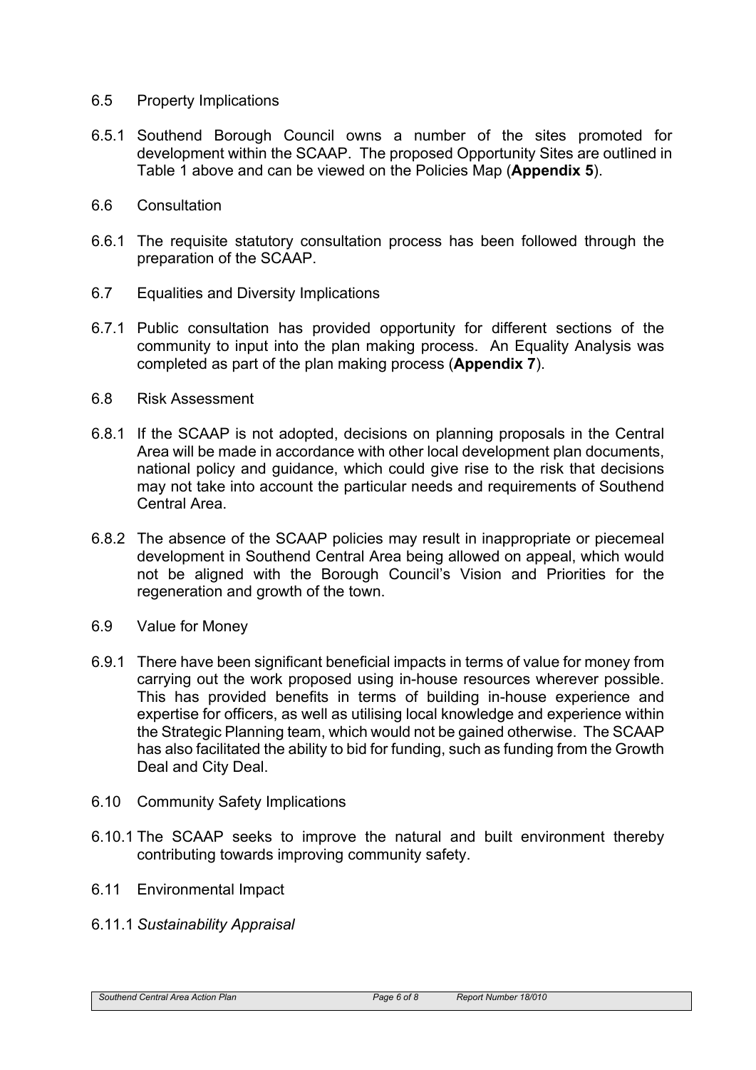6.5 Property Implications

6.5.1 Southend Borough Council owns a number of the sites promoted for development within the SCAAP. The proposed Opportunity Sites are outlined in Table 1 above and can be viewed on the Policies Map (**Appendix 5**).

6.6 Consultation

6.6.1 The requisite statutory consultation process has been followed through the preparation of the SCAAP.

6.7 Equalities and Diversity Implications

6.7.1 Public consultation has provided opportunity for different sections of the community to input into the plan making process. An Equality Analysis was completed as part of the plan making process (**Appendix 7**).

6.8 Risk Assessment

6.8.1 If the SCAAP is not adopted, decisions on planning proposals in the Central Area will be made in accordance with other local development plan documents, national policy and guidance, which could give rise to the risk that decisions may not take into account the particular needs and requirements of Southend Central Area.

6.8.2 The absence of the SCAAP policies may result in inappropriate or piecemeal development in Southend Central Area being allowed on appeal, which would not be aligned with the Borough Council's Vision and Priorities for the regeneration and growth of the town.

6.9 Value for Money

6.9.1 There have been significant beneficial impacts in terms of value for money from carrying out the work proposed using in-house resources wherever possible. This has provided benefits in terms of building in-house experience and expertise for officers, as well as utilising local knowledge and experience within the Strategic Planning team, which would not be gained otherwise. The SCAAP has also facilitated the ability to bid for funding, such as funding from the Growth Deal and City Deal.

6.10 Community Safety Implications

6.10.1 The SCAAP seeks to improve the natural and built environment thereby contributing towards improving community safety.

6.11 Environmental Impact

6.11.1 *Sustainability Appraisal*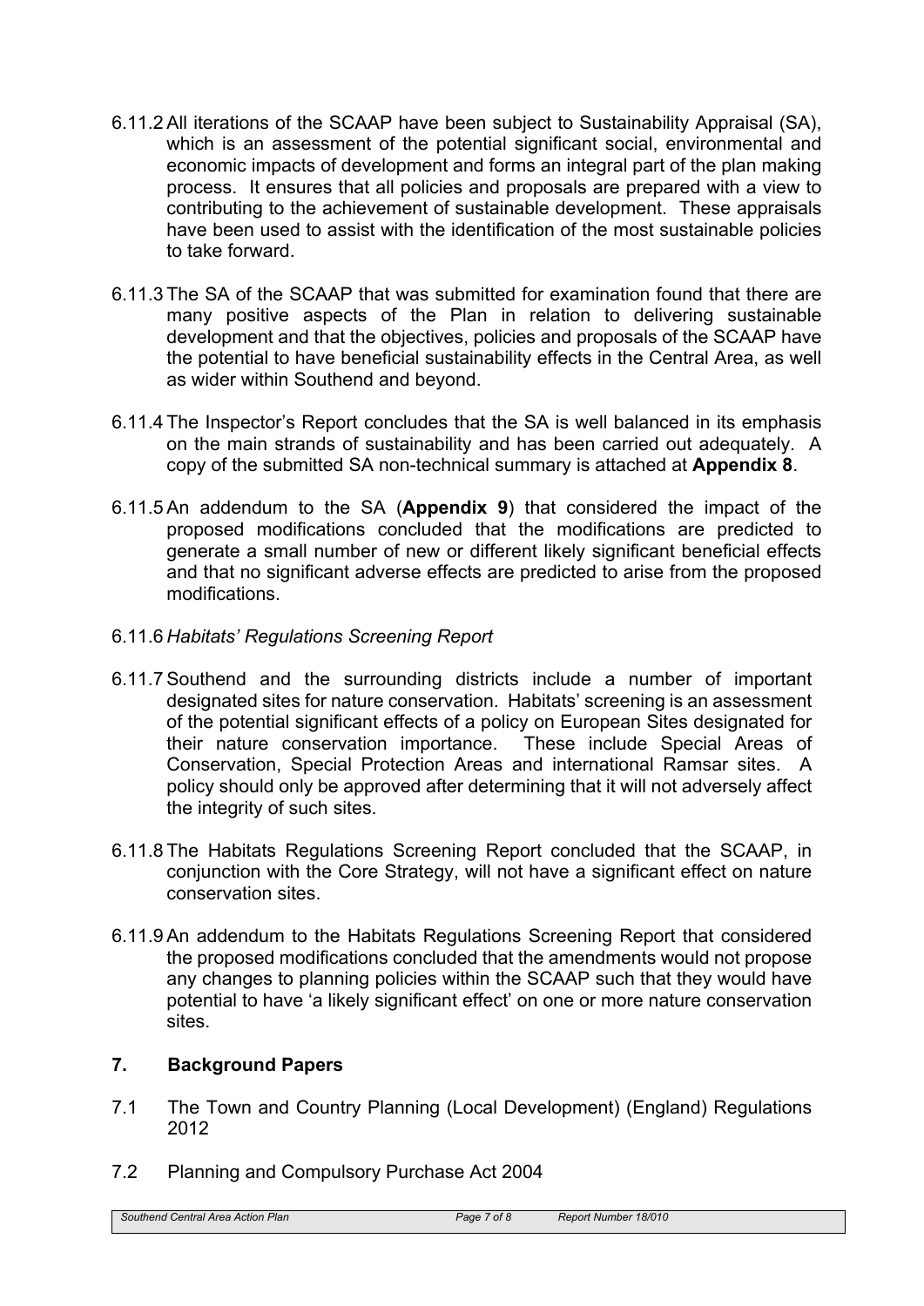6.11.2 All iterations of the SCAAP have been subject to Sustainability Appraisal (SA), which is an assessment of the potential significant social, environmental and economic impacts of development and forms an integral part of the plan making process. It ensures that all policies and proposals are prepared with a view to contributing to the achievement of sustainable development. These appraisals have been used to assist with the identification of the most sustainable policies to take forward.

6.11.3 The SA of the SCAAP that was submitted for examination found that there are many positive aspects of the Plan in relation to delivering sustainable development and that the objectives, policies and proposals of the SCAAP have the potential to have beneficial sustainability effects in the Central Area, as well as wider within Southend and beyond.

6.11.4 The Inspector's Report concludes that the SA is well balanced in its emphasis on the main strands of sustainability and has been carried out adequately. A copy of the submitted SA non-technical summary is attached at **Appendix 8**.

6.11.5 An addendum to the SA (**Appendix 9**) that considered the impact of the proposed modifications concluded that the modifications are predicted to generate a small number of new or different likely significant beneficial effects and that no significant adverse effects are predicted to arise from the proposed modifications.

6.11.6 *Habitats' Regulations Screening Report*

6.11.7 Southend and the surrounding districts include a number of important designated sites for nature conservation. Habitats' screening is an assessment of the potential significant effects of a policy on European Sites designated for their nature conservation importance. These include Special Areas of Conservation, Special Protection Areas and international Ramsar sites. A policy should only be approved after determining that it will not adversely affect the integrity of such sites.

6.11.8 The Habitats Regulations Screening Report concluded that the SCAAP, in conjunction with the Core Strategy, will not have a significant effect on nature conservation sites.

6.11.9 An addendum to the Habitats Regulations Screening Report that considered the proposed modifications concluded that the amendments would not propose any changes to planning policies within the SCAAP such that they would have potential to have 'a likely significant effect' on one or more nature conservation sites.

## 7. Background Papers

7.1 The Town and Country Planning (Local Development) (England) Regulations 2012

7.2 Planning and Compulsory Purchase Act 2004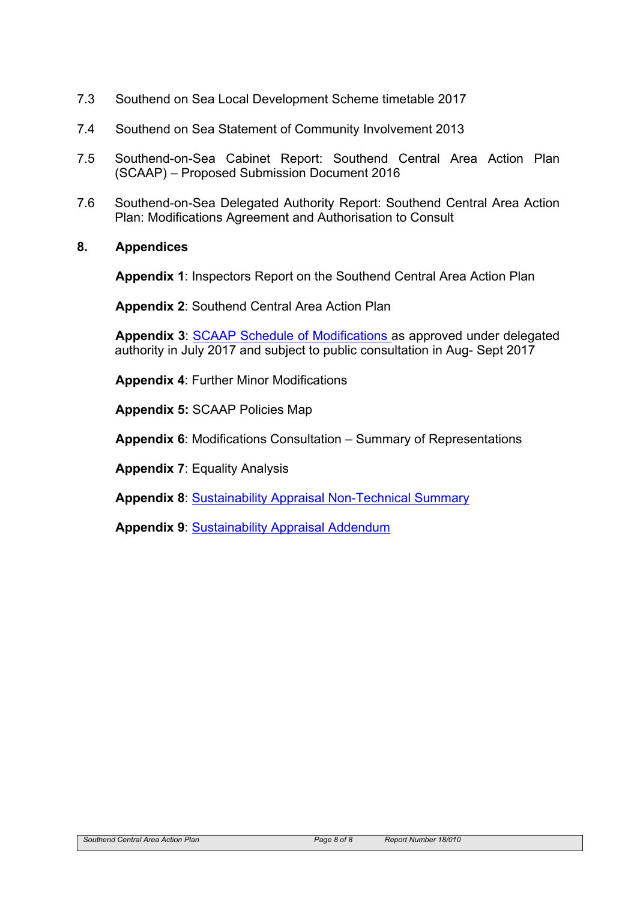7.3 Southend on Sea Local Development Scheme timetable 2017

7.4 Southend on Sea Statement of Community Involvement 2013

7.5 Southend-on-Sea Cabinet Report: Southend Central Area Action Plan (SCAAP) – Proposed Submission Document 2016

7.6 Southend-on-Sea Delegated Authority Report: Southend Central Area Action Plan: Modifications Agreement and Authorisation to Consult

## 8. Appendices

**Appendix 1**: Inspectors Report on the Southend Central Area Action Plan

**Appendix 2**: Southend Central Area Action Plan

**Appendix 3**: SCAAP Schedule of Modifications as approved under delegated authority in July 2017 and subject to public consultation in Aug- Sept 2017

**Appendix 4**: Further Minor Modifications

**Appendix 5:** SCAAP Policies Map

**Appendix 6**: Modifications Consultation – Summary of Representations

**Appendix 7**: Equality Analysis

**Appendix 8**: Sustainability Appraisal Non-Technical Summary

**Appendix 9**: Sustainability Appraisal Addendum